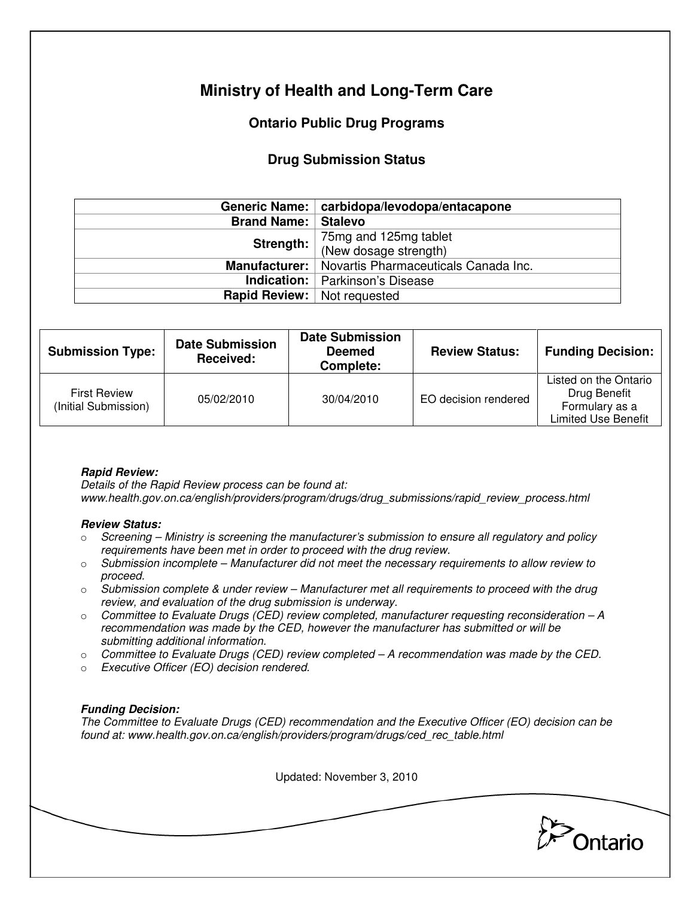# Ministry of Health and Long-Term Care

## Ontario Public Drug Programs

### Drug Submission Status

| | |
|---:|---|
| **Generic Name:** | **carbidopa/levodopa/entacapone** |
| **Brand Name:** | **Stalevo** |
| **Strength:** | 75mg and 125mg tablet (New dosage strength) |
| **Manufacturer:** | Novartis Pharmaceuticals Canada Inc. |
| **Indication:** | Parkinson's Disease |
| **Rapid Review:** | Not requested |

| Submission Type: | Date Submission Received: | Date Submission Deemed Complete: | Review Status: | Funding Decision: |
|---|---|---|---|---|
| First Review (Initial Submission) | 05/02/2010 | 30/04/2010 | EO decision rendered | Listed on the Ontario Drug Benefit Formulary as a Limited Use Benefit |

***Rapid Review:***
*Details of the Rapid Review process can be found at:*
*www.health.gov.on.ca/english/providers/program/drugs/drug_submissions/rapid_review_process.html*

***Review Status:***

- *Screening – Ministry is screening the manufacturer's submission to ensure all regulatory and policy requirements have been met in order to proceed with the drug review.*
- *Submission incomplete – Manufacturer did not meet the necessary requirements to allow review to proceed.*
- *Submission complete & under review – Manufacturer met all requirements to proceed with the drug review, and evaluation of the drug submission is underway.*
- *Committee to Evaluate Drugs (CED) review completed, manufacturer requesting reconsideration – A recommendation was made by the CED, however the manufacturer has submitted or will be submitting additional information.*
- *Committee to Evaluate Drugs (CED) review completed – A recommendation was made by the CED.*
- *Executive Officer (EO) decision rendered.*

***Funding Decision:***
*The Committee to Evaluate Drugs (CED) recommendation and the Executive Officer (EO) decision can be found at: www.health.gov.on.ca/english/providers/program/drugs/ced_rec_table.html*

Updated: November 3, 2010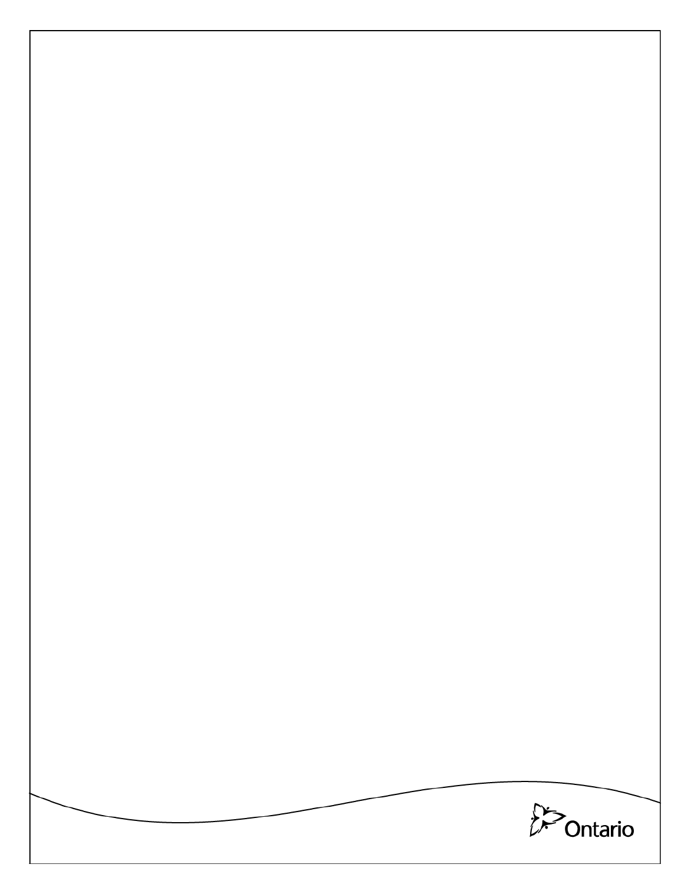Ontario